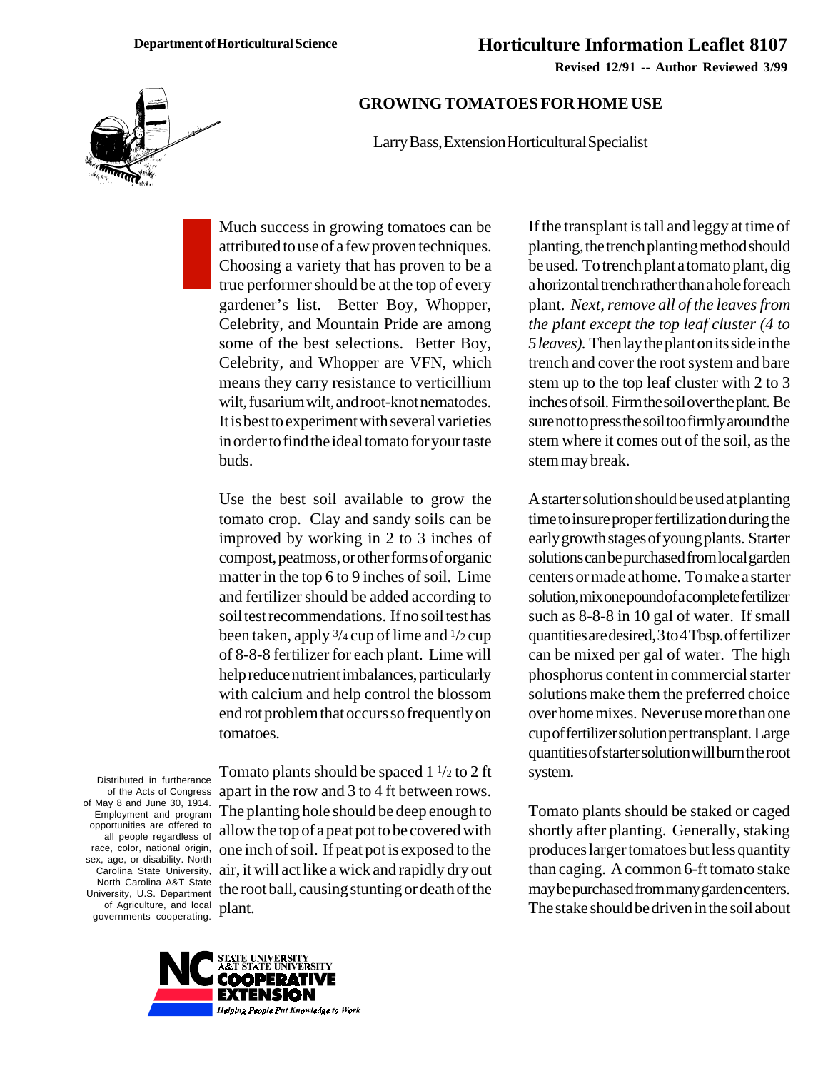Department of Horticultural Science

# Horticulture Information Leaflet 8107

**Revised 12/91 -- Author Reviewed 3/99**

## GROWING TOMATOES FOR HOME USE

Larry Bass, Extension Horticultural Specialist

Much success in growing tomatoes can be attributed to use of a few proven techniques. Choosing a variety that has proven to be a true performer should be at the top of every gardener's list. Better Boy, Whopper, Celebrity, and Mountain Pride are among some of the best selections. Better Boy, Celebrity, and Whopper are VFN, which means they carry resistance to verticillium wilt, fusarium wilt, and root-knot nematodes. It is best to experiment with several varieties in order to find the ideal tomato for your taste buds.

Use the best soil available to grow the tomato crop. Clay and sandy soils can be improved by working in 2 to 3 inches of compost, peatmoss, or other forms of organic matter in the top 6 to 9 inches of soil. Lime and fertilizer should be added according to soil test recommendations. If no soil test has been taken, apply 3/4 cup of lime and 1/2 cup of 8-8-8 fertilizer for each plant. Lime will help reduce nutrient imbalances, particularly with calcium and help control the blossom end rot problem that occurs so frequently on tomatoes.

Tomato plants should be spaced 1 1/2 to 2 ft apart in the row and 3 to 4 ft between rows. The planting hole should be deep enough to allow the top of a peat pot to be covered with one inch of soil. If peat pot is exposed to the air, it will act like a wick and rapidly dry out the root ball, causing stunting or death of the plant.

If the transplant is tall and leggy at time of planting, the trench planting method should be used. To trench plant a tomato plant, dig a horizontal trench rather than a hole for each plant. *Next, remove all of the leaves from the plant except the top leaf cluster (4 to 5 leaves).* Then lay the plant on its side in the trench and cover the root system and bare stem up to the top leaf cluster with 2 to 3 inches of soil. Firm the soil over the plant. Be sure not to press the soil too firmly around the stem where it comes out of the soil, as the stem may break.

A starter solution should be used at planting time to insure proper fertilization during the early growth stages of young plants. Starter solutions can be purchased from local garden centers or made at home. To make a starter solution, mix one pound of a complete fertilizer such as 8-8-8 in 10 gal of water. If small quantities are desired, 3 to 4 Tbsp. of fertilizer can be mixed per gal of water. The high phosphorus content in commercial starter solutions make them the preferred choice over home mixes. Never use more than one cup of fertilizer solution per transplant. Large quantities of starter solution will burn the root system.

Tomato plants should be staked or caged shortly after planting. Generally, staking produces larger tomatoes but less quantity than caging. A common 6-ft tomato stake may be purchased from many garden centers. The stake should be driven in the soil about

Distributed in furtherance of the Acts of Congress of May 8 and June 30, 1914. Employment and program opportunities are offered to all people regardless of race, color, national origin, sex, age, or disability. North Carolina State University, North Carolina A&T State University, U.S. Department of Agriculture, and local governments cooperating.

NC State University A&T State University Cooperative Extension — Helping People Put Knowledge to Work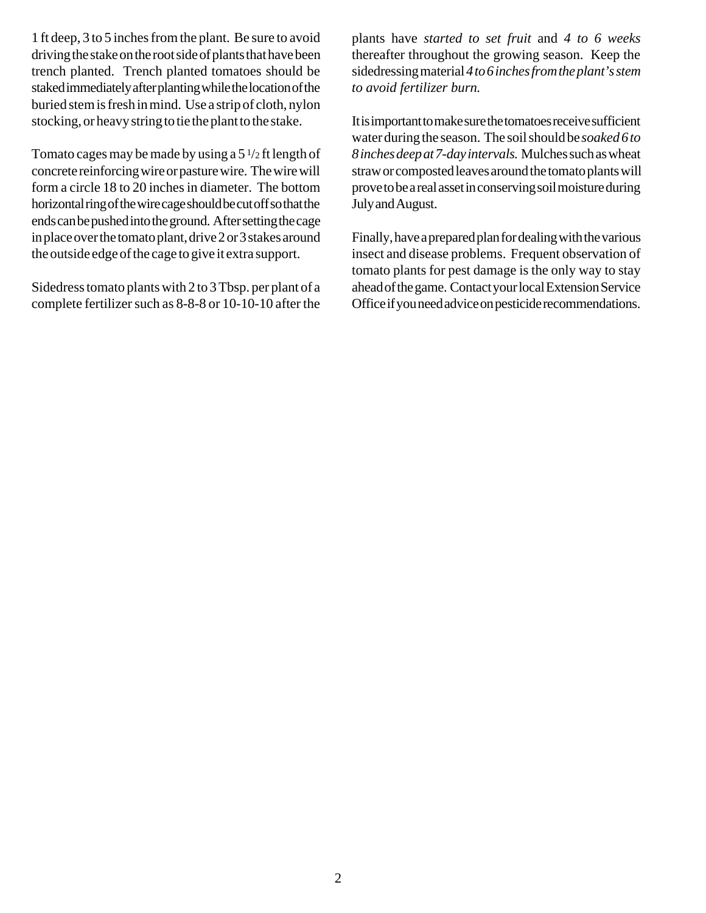1 ft deep, 3 to 5 inches from the plant. Be sure to avoid driving the stake on the root side of plants that have been trench planted. Trench planted tomatoes should be staked immediately after planting while the location of the buried stem is fresh in mind. Use a strip of cloth, nylon stocking, or heavy string to tie the plant to the stake.

Tomato cages may be made by using a 5 1/2 ft length of concrete reinforcing wire or pasture wire. The wire will form a circle 18 to 20 inches in diameter. The bottom horizontal ring of the wire cage should be cut off so that the ends can be pushed into the ground. After setting the cage in place over the tomato plant, drive 2 or 3 stakes around the outside edge of the cage to give it extra support.

Sidedress tomato plants with 2 to 3 Tbsp. per plant of a complete fertilizer such as 8-8-8 or 10-10-10 after the plants have *started to set fruit* and *4 to 6 weeks* thereafter throughout the growing season. Keep the sidedressing material *4 to 6 inches from the plant's stem to avoid fertilizer burn.*

It is important to make sure the tomatoes receive sufficient water during the season. The soil should be *soaked 6 to 8 inches deep at 7-day intervals.* Mulches such as wheat straw or composted leaves around the tomato plants will prove to be a real asset in conserving soil moisture during July and August.

Finally, have a prepared plan for dealing with the various insect and disease problems. Frequent observation of tomato plants for pest damage is the only way to stay ahead of the game. Contact your local Extension Service Office if you need advice on pesticide recommendations.